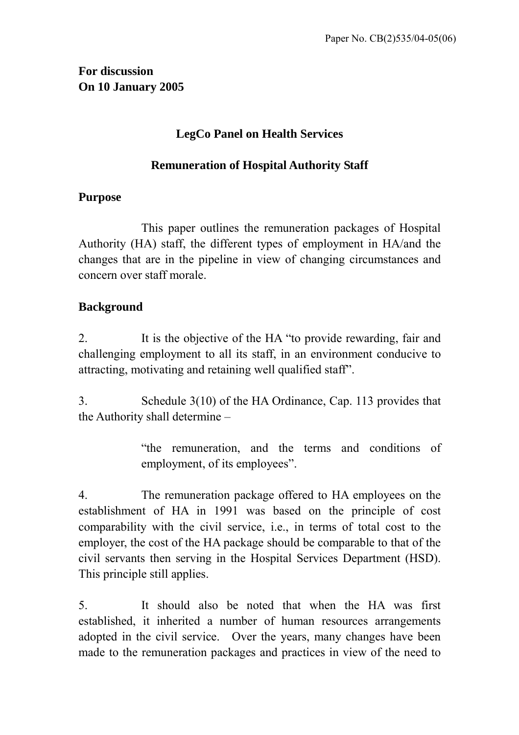Paper No. CB(2)535/04-05(06)

**For discussion**
**On 10 January 2005**

## LegCo Panel on Health Services

## Remuneration of Hospital Authority Staff

### Purpose

This paper outlines the remuneration packages of Hospital Authority (HA) staff, the different types of employment in HA/and the changes that are in the pipeline in view of changing circumstances and concern over staff morale.

### Background

2. It is the objective of the HA "to provide rewarding, fair and challenging employment to all its staff, in an environment conducive to attracting, motivating and retaining well qualified staff".

3. Schedule 3(10) of the HA Ordinance, Cap. 113 provides that the Authority shall determine –

> "the remuneration, and the terms and conditions of employment, of its employees".

4. The remuneration package offered to HA employees on the establishment of HA in 1991 was based on the principle of cost comparability with the civil service, i.e., in terms of total cost to the employer, the cost of the HA package should be comparable to that of the civil servants then serving in the Hospital Services Department (HSD). This principle still applies.

5. It should also be noted that when the HA was first established, it inherited a number of human resources arrangements adopted in the civil service. Over the years, many changes have been made to the remuneration packages and practices in view of the need to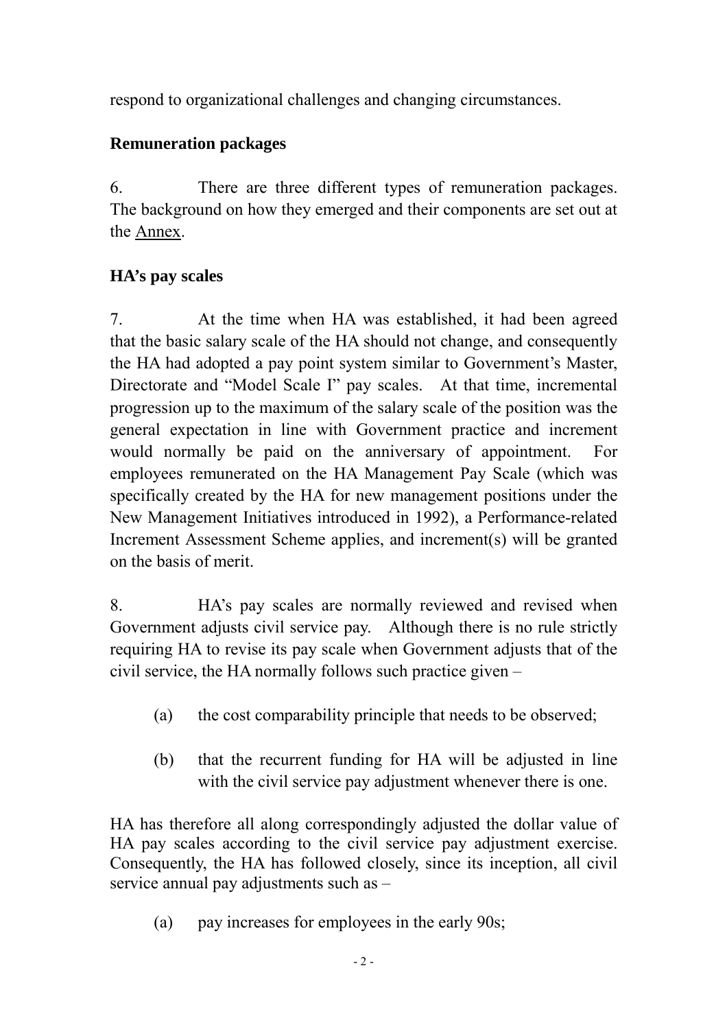respond to organizational challenges and changing circumstances.

**Remuneration packages**

6. There are three different types of remuneration packages. The background on how they emerged and their components are set out at the Annex.

**HA's pay scales**

7. At the time when HA was established, it had been agreed that the basic salary scale of the HA should not change, and consequently the HA had adopted a pay point system similar to Government's Master, Directorate and "Model Scale I" pay scales. At that time, incremental progression up to the maximum of the salary scale of the position was the general expectation in line with Government practice and increment would normally be paid on the anniversary of appointment. For employees remunerated on the HA Management Pay Scale (which was specifically created by the HA for new management positions under the New Management Initiatives introduced in 1992), a Performance-related Increment Assessment Scheme applies, and increment(s) will be granted on the basis of merit.

8. HA's pay scales are normally reviewed and revised when Government adjusts civil service pay. Although there is no rule strictly requiring HA to revise its pay scale when Government adjusts that of the civil service, the HA normally follows such practice given –

(a) the cost comparability principle that needs to be observed;

(b) that the recurrent funding for HA will be adjusted in line with the civil service pay adjustment whenever there is one.

HA has therefore all along correspondingly adjusted the dollar value of HA pay scales according to the civil service pay adjustment exercise. Consequently, the HA has followed closely, since its inception, all civil service annual pay adjustments such as –

(a) pay increases for employees in the early 90s;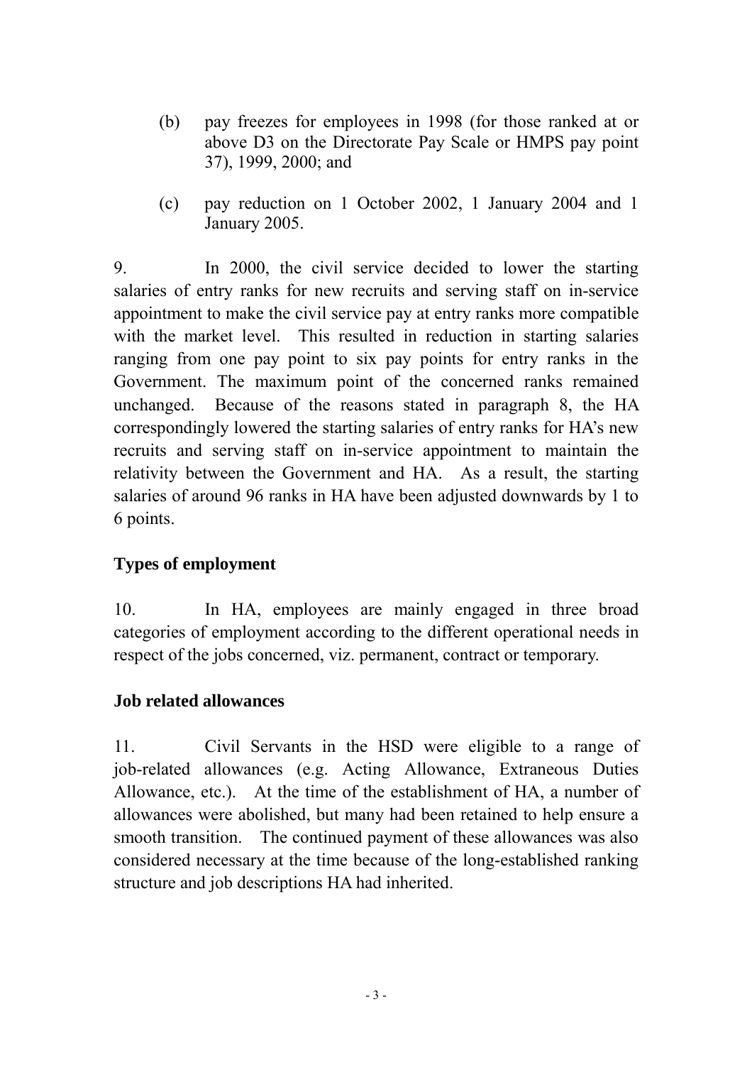(b) pay freezes for employees in 1998 (for those ranked at or above D3 on the Directorate Pay Scale or HMPS pay point 37), 1999, 2000; and

(c) pay reduction on 1 October 2002, 1 January 2004 and 1 January 2005.

9. In 2000, the civil service decided to lower the starting salaries of entry ranks for new recruits and serving staff on in-service appointment to make the civil service pay at entry ranks more compatible with the market level. This resulted in reduction in starting salaries ranging from one pay point to six pay points for entry ranks in the Government. The maximum point of the concerned ranks remained unchanged. Because of the reasons stated in paragraph 8, the HA correspondingly lowered the starting salaries of entry ranks for HA's new recruits and serving staff on in-service appointment to maintain the relativity between the Government and HA. As a result, the starting salaries of around 96 ranks in HA have been adjusted downwards by 1 to 6 points.

**Types of employment**

10. In HA, employees are mainly engaged in three broad categories of employment according to the different operational needs in respect of the jobs concerned, viz. permanent, contract or temporary.

**Job related allowances**

11. Civil Servants in the HSD were eligible to a range of job-related allowances (e.g. Acting Allowance, Extraneous Duties Allowance, etc.). At the time of the establishment of HA, a number of allowances were abolished, but many had been retained to help ensure a smooth transition. The continued payment of these allowances was also considered necessary at the time because of the long-established ranking structure and job descriptions HA had inherited.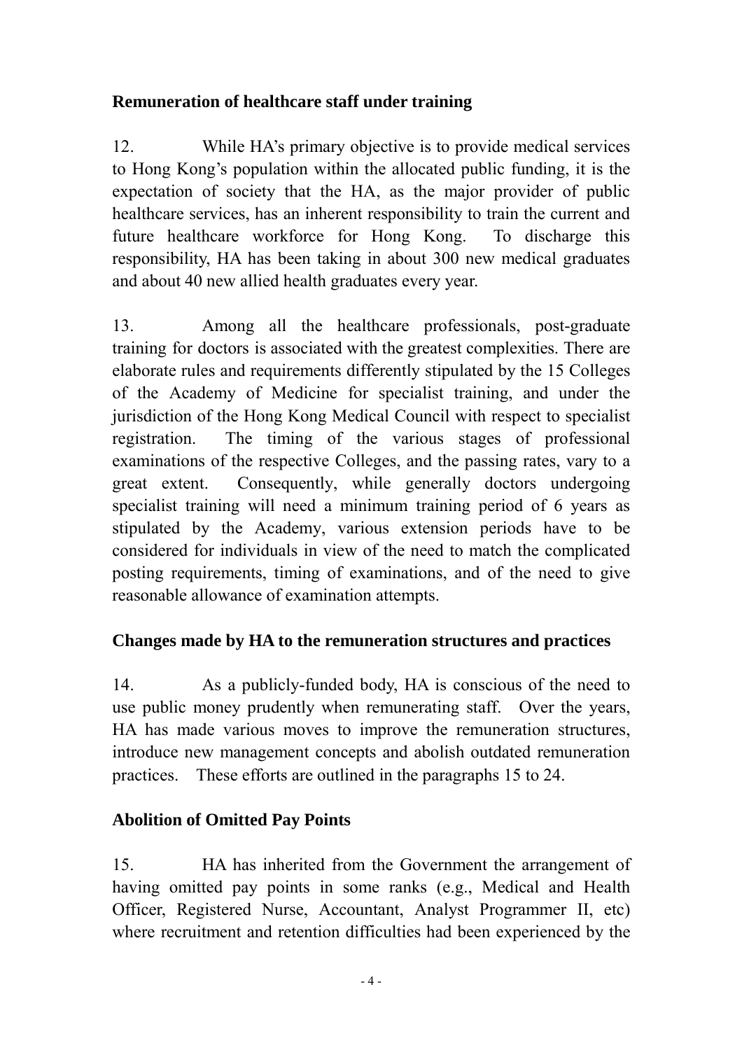**Remuneration of healthcare staff under training**

12. While HA's primary objective is to provide medical services to Hong Kong's population within the allocated public funding, it is the expectation of society that the HA, as the major provider of public healthcare services, has an inherent responsibility to train the current and future healthcare workforce for Hong Kong. To discharge this responsibility, HA has been taking in about 300 new medical graduates and about 40 new allied health graduates every year.

13. Among all the healthcare professionals, post-graduate training for doctors is associated with the greatest complexities. There are elaborate rules and requirements differently stipulated by the 15 Colleges of the Academy of Medicine for specialist training, and under the jurisdiction of the Hong Kong Medical Council with respect to specialist registration. The timing of the various stages of professional examinations of the respective Colleges, and the passing rates, vary to a great extent. Consequently, while generally doctors undergoing specialist training will need a minimum training period of 6 years as stipulated by the Academy, various extension periods have to be considered for individuals in view of the need to match the complicated posting requirements, timing of examinations, and of the need to give reasonable allowance of examination attempts.

**Changes made by HA to the remuneration structures and practices**

14. As a publicly-funded body, HA is conscious of the need to use public money prudently when remunerating staff. Over the years, HA has made various moves to improve the remuneration structures, introduce new management concepts and abolish outdated remuneration practices. These efforts are outlined in the paragraphs 15 to 24.

**Abolition of Omitted Pay Points**

15. HA has inherited from the Government the arrangement of having omitted pay points in some ranks (e.g., Medical and Health Officer, Registered Nurse, Accountant, Analyst Programmer II, etc) where recruitment and retention difficulties had been experienced by the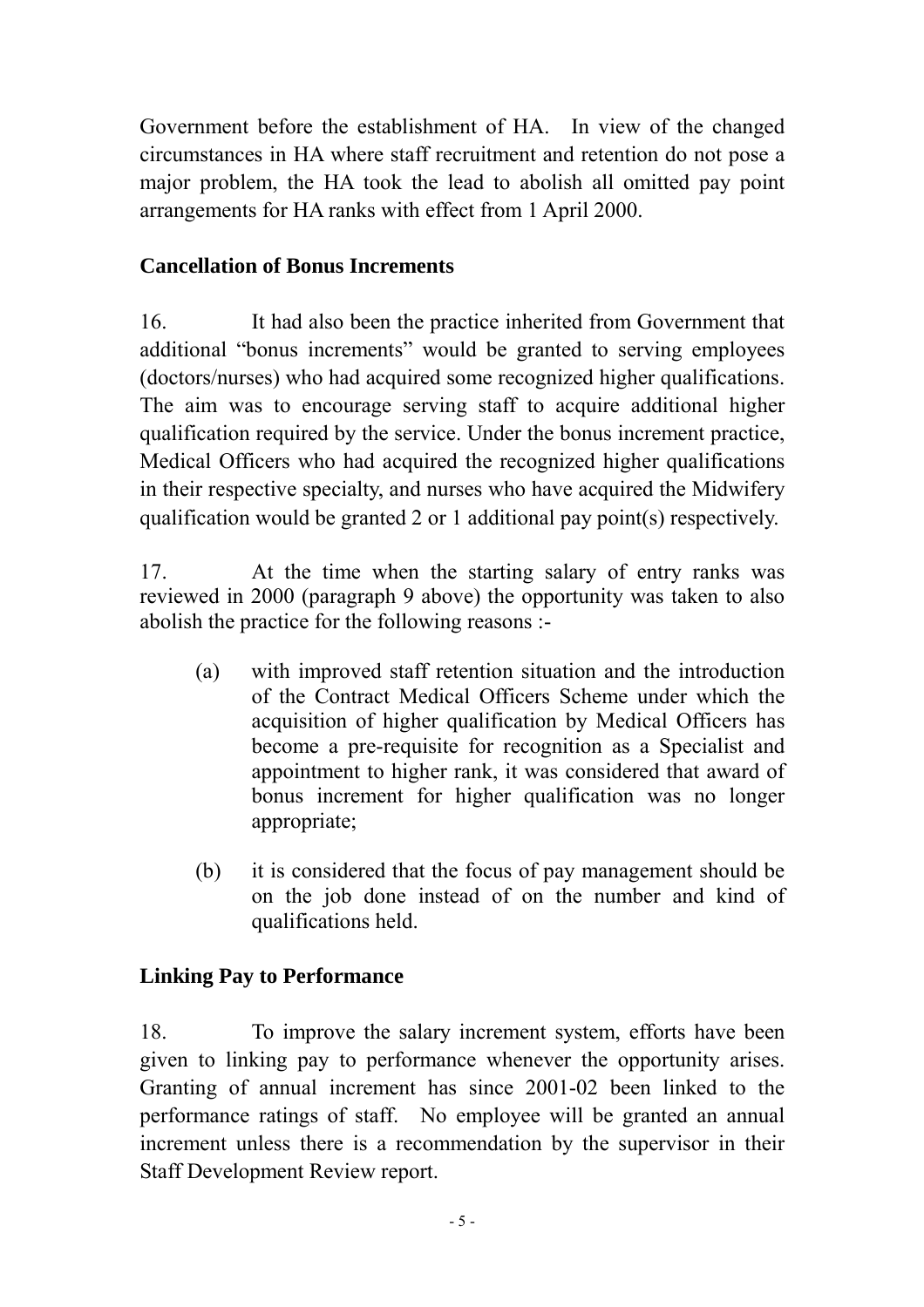Government before the establishment of HA. In view of the changed circumstances in HA where staff recruitment and retention do not pose a major problem, the HA took the lead to abolish all omitted pay point arrangements for HA ranks with effect from 1 April 2000.

**Cancellation of Bonus Increments**

16. It had also been the practice inherited from Government that additional "bonus increments" would be granted to serving employees (doctors/nurses) who had acquired some recognized higher qualifications. The aim was to encourage serving staff to acquire additional higher qualification required by the service. Under the bonus increment practice, Medical Officers who had acquired the recognized higher qualifications in their respective specialty, and nurses who have acquired the Midwifery qualification would be granted 2 or 1 additional pay point(s) respectively.

17. At the time when the starting salary of entry ranks was reviewed in 2000 (paragraph 9 above) the opportunity was taken to also abolish the practice for the following reasons :-

(a) with improved staff retention situation and the introduction of the Contract Medical Officers Scheme under which the acquisition of higher qualification by Medical Officers has become a pre-requisite for recognition as a Specialist and appointment to higher rank, it was considered that award of bonus increment for higher qualification was no longer appropriate;

(b) it is considered that the focus of pay management should be on the job done instead of on the number and kind of qualifications held.

**Linking Pay to Performance**

18. To improve the salary increment system, efforts have been given to linking pay to performance whenever the opportunity arises. Granting of annual increment has since 2001-02 been linked to the performance ratings of staff. No employee will be granted an annual increment unless there is a recommendation by the supervisor in their Staff Development Review report.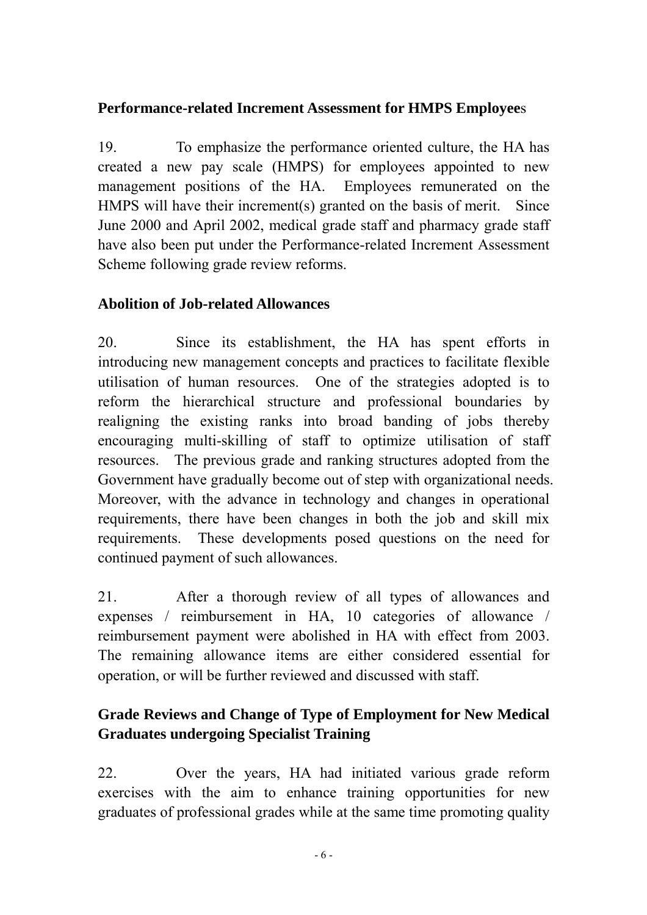**Performance-related Increment Assessment for HMPS Employees**

19. To emphasize the performance oriented culture, the HA has created a new pay scale (HMPS) for employees appointed to new management positions of the HA. Employees remunerated on the HMPS will have their increment(s) granted on the basis of merit. Since June 2000 and April 2002, medical grade staff and pharmacy grade staff have also been put under the Performance-related Increment Assessment Scheme following grade review reforms.

**Abolition of Job-related Allowances**

20. Since its establishment, the HA has spent efforts in introducing new management concepts and practices to facilitate flexible utilisation of human resources. One of the strategies adopted is to reform the hierarchical structure and professional boundaries by realigning the existing ranks into broad banding of jobs thereby encouraging multi-skilling of staff to optimize utilisation of staff resources. The previous grade and ranking structures adopted from the Government have gradually become out of step with organizational needs. Moreover, with the advance in technology and changes in operational requirements, there have been changes in both the job and skill mix requirements. These developments posed questions on the need for continued payment of such allowances.

21. After a thorough review of all types of allowances and expenses / reimbursement in HA, 10 categories of allowance / reimbursement payment were abolished in HA with effect from 2003. The remaining allowance items are either considered essential for operation, or will be further reviewed and discussed with staff.

**Grade Reviews and Change of Type of Employment for New Medical Graduates undergoing Specialist Training**

22. Over the years, HA had initiated various grade reform exercises with the aim to enhance training opportunities for new graduates of professional grades while at the same time promoting quality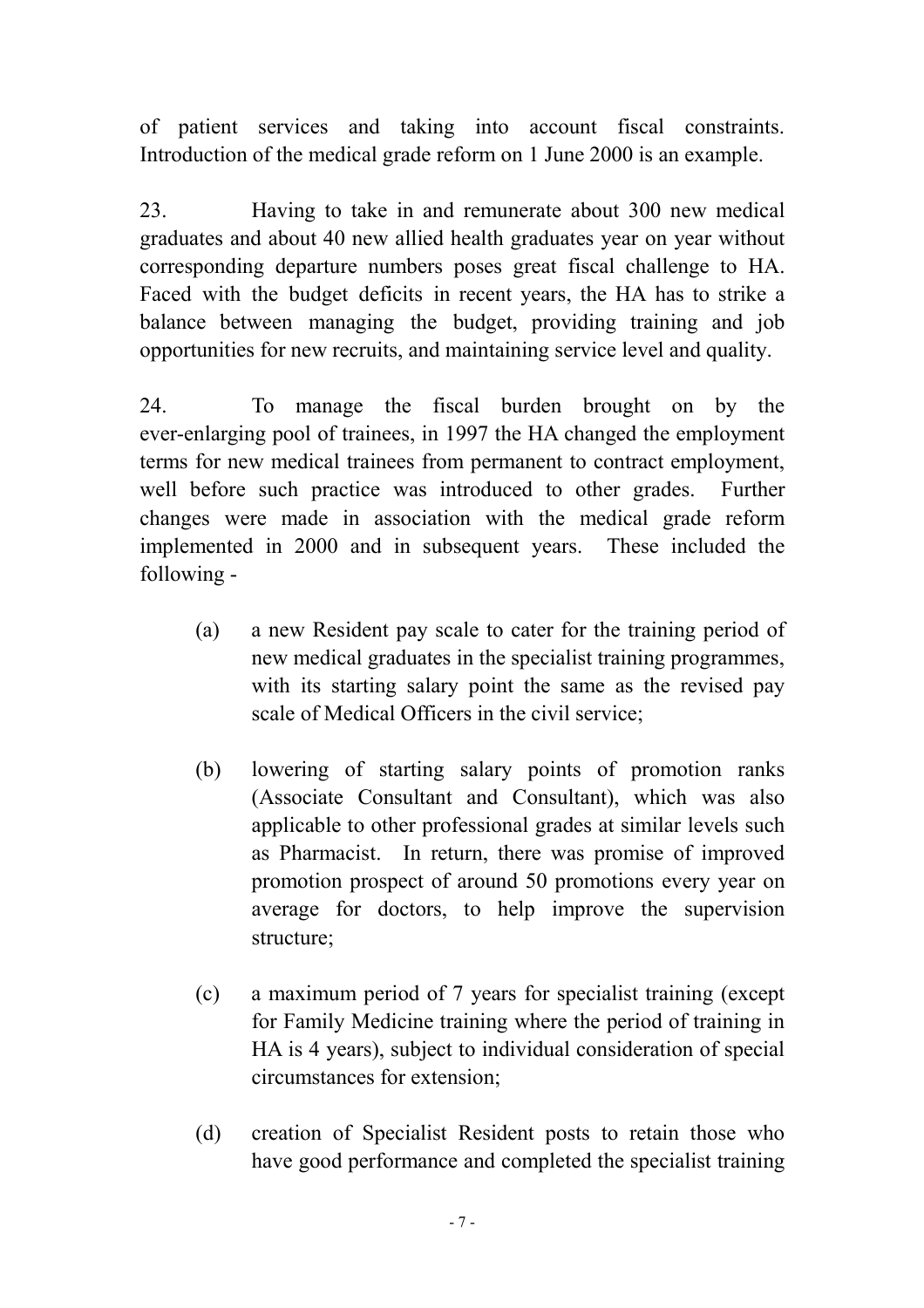of patient services and taking into account fiscal constraints. Introduction of the medical grade reform on 1 June 2000 is an example.

23. Having to take in and remunerate about 300 new medical graduates and about 40 new allied health graduates year on year without corresponding departure numbers poses great fiscal challenge to HA. Faced with the budget deficits in recent years, the HA has to strike a balance between managing the budget, providing training and job opportunities for new recruits, and maintaining service level and quality.

24. To manage the fiscal burden brought on by the ever-enlarging pool of trainees, in 1997 the HA changed the employment terms for new medical trainees from permanent to contract employment, well before such practice was introduced to other grades. Further changes were made in association with the medical grade reform implemented in 2000 and in subsequent years. These included the following -

(a) a new Resident pay scale to cater for the training period of new medical graduates in the specialist training programmes, with its starting salary point the same as the revised pay scale of Medical Officers in the civil service;

(b) lowering of starting salary points of promotion ranks (Associate Consultant and Consultant), which was also applicable to other professional grades at similar levels such as Pharmacist. In return, there was promise of improved promotion prospect of around 50 promotions every year on average for doctors, to help improve the supervision structure;

(c) a maximum period of 7 years for specialist training (except for Family Medicine training where the period of training in HA is 4 years), subject to individual consideration of special circumstances for extension;

(d) creation of Specialist Resident posts to retain those who have good performance and completed the specialist training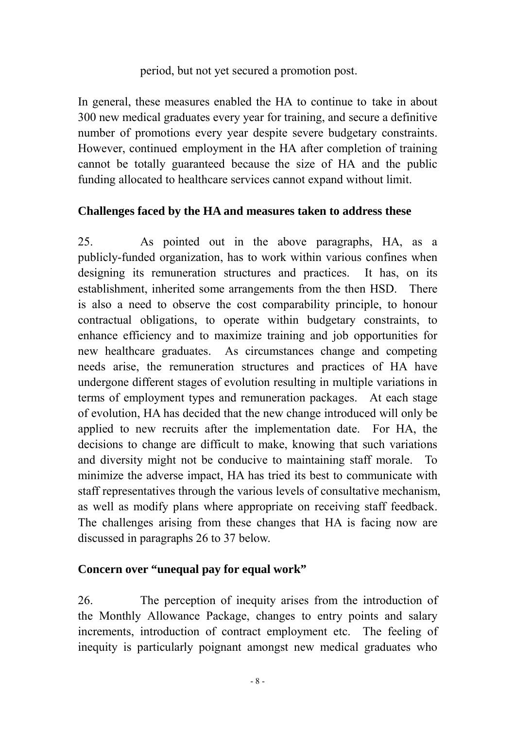period, but not yet secured a promotion post.

In general, these measures enabled the HA to continue to take in about 300 new medical graduates every year for training, and secure a definitive number of promotions every year despite severe budgetary constraints. However, continued employment in the HA after completion of training cannot be totally guaranteed because the size of HA and the public funding allocated to healthcare services cannot expand without limit.

**Challenges faced by the HA and measures taken to address these**

25. As pointed out in the above paragraphs, HA, as a publicly-funded organization, has to work within various confines when designing its remuneration structures and practices. It has, on its establishment, inherited some arrangements from the then HSD. There is also a need to observe the cost comparability principle, to honour contractual obligations, to operate within budgetary constraints, to enhance efficiency and to maximize training and job opportunities for new healthcare graduates. As circumstances change and competing needs arise, the remuneration structures and practices of HA have undergone different stages of evolution resulting in multiple variations in terms of employment types and remuneration packages. At each stage of evolution, HA has decided that the new change introduced will only be applied to new recruits after the implementation date. For HA, the decisions to change are difficult to make, knowing that such variations and diversity might not be conducive to maintaining staff morale. To minimize the adverse impact, HA has tried its best to communicate with staff representatives through the various levels of consultative mechanism, as well as modify plans where appropriate on receiving staff feedback. The challenges arising from these changes that HA is facing now are discussed in paragraphs 26 to 37 below.

**Concern over "unequal pay for equal work"**

26. The perception of inequity arises from the introduction of the Monthly Allowance Package, changes to entry points and salary increments, introduction of contract employment etc. The feeling of inequity is particularly poignant amongst new medical graduates who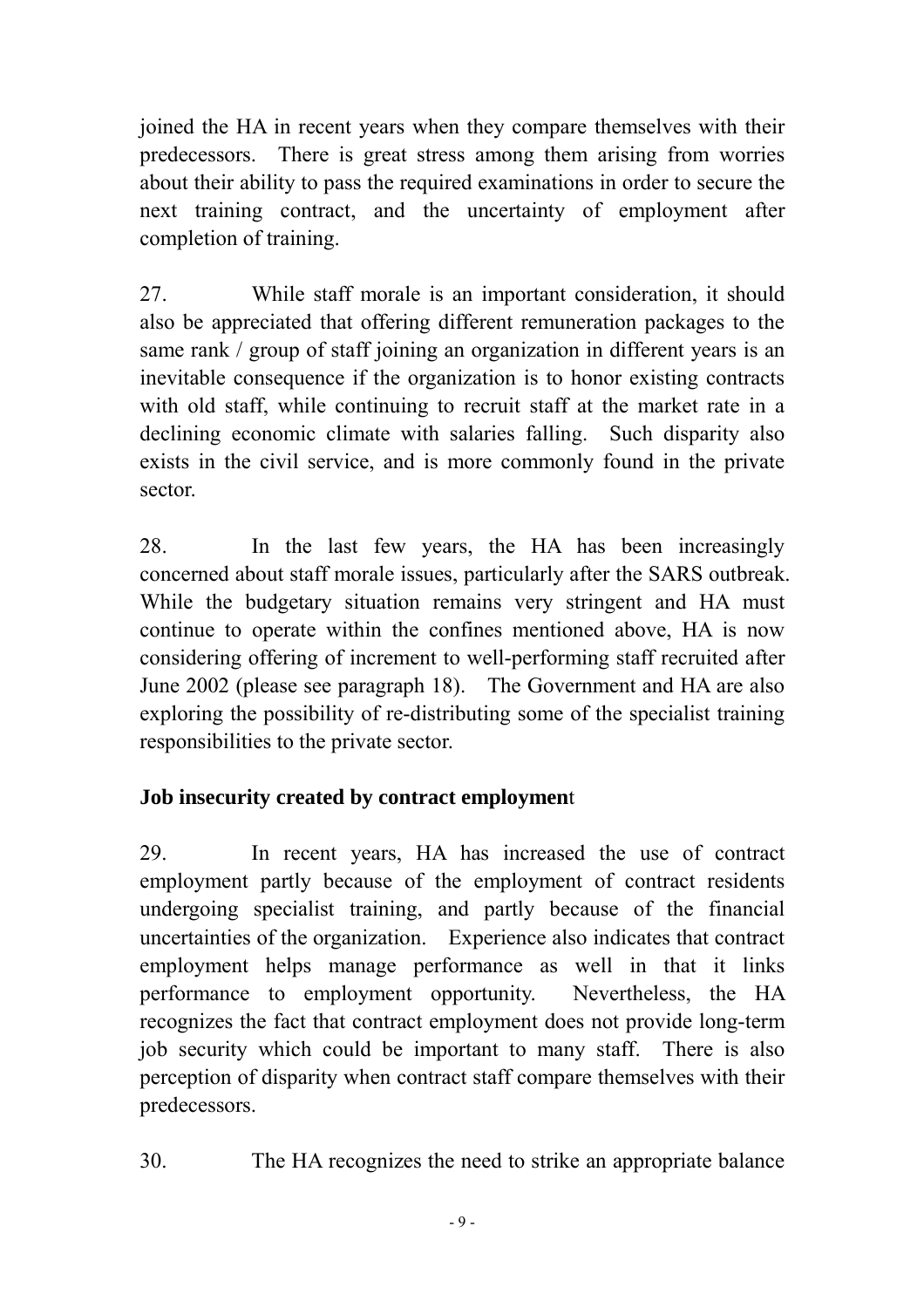joined the HA in recent years when they compare themselves with their predecessors. There is great stress among them arising from worries about their ability to pass the required examinations in order to secure the next training contract, and the uncertainty of employment after completion of training.

27. While staff morale is an important consideration, it should also be appreciated that offering different remuneration packages to the same rank / group of staff joining an organization in different years is an inevitable consequence if the organization is to honor existing contracts with old staff, while continuing to recruit staff at the market rate in a declining economic climate with salaries falling. Such disparity also exists in the civil service, and is more commonly found in the private sector.

28. In the last few years, the HA has been increasingly concerned about staff morale issues, particularly after the SARS outbreak. While the budgetary situation remains very stringent and HA must continue to operate within the confines mentioned above, HA is now considering offering of increment to well-performing staff recruited after June 2002 (please see paragraph 18). The Government and HA are also exploring the possibility of re-distributing some of the specialist training responsibilities to the private sector.

**Job insecurity created by contract employment**

29. In recent years, HA has increased the use of contract employment partly because of the employment of contract residents undergoing specialist training, and partly because of the financial uncertainties of the organization. Experience also indicates that contract employment helps manage performance as well in that it links performance to employment opportunity. Nevertheless, the HA recognizes the fact that contract employment does not provide long-term job security which could be important to many staff. There is also perception of disparity when contract staff compare themselves with their predecessors.

30. The HA recognizes the need to strike an appropriate balance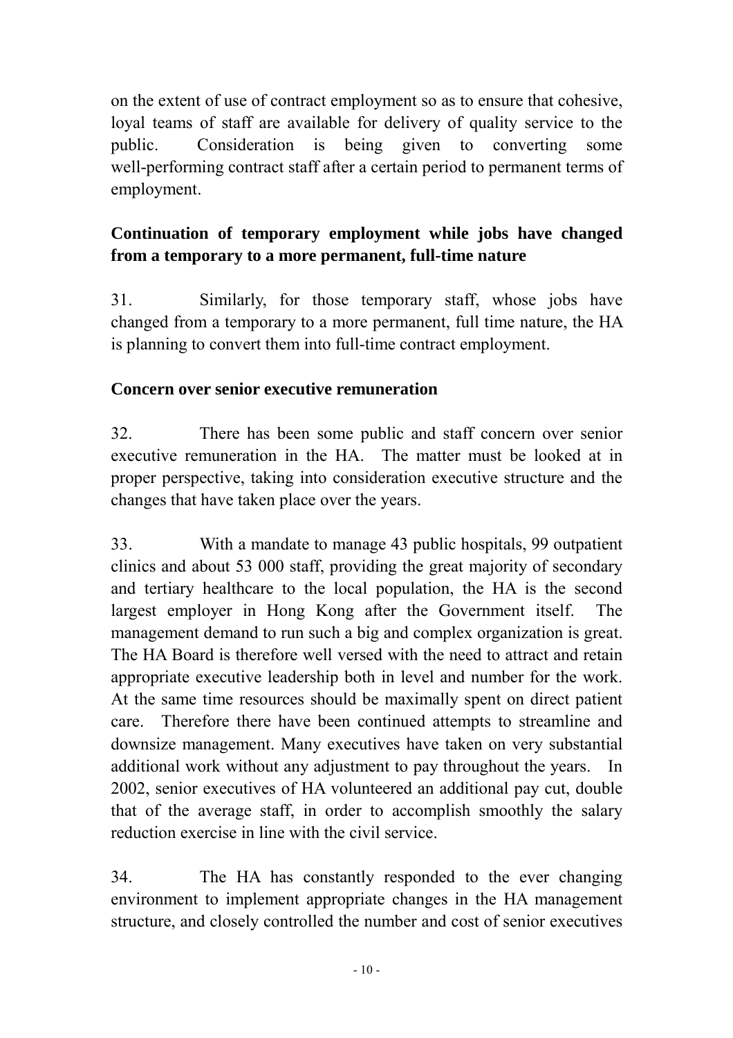on the extent of use of contract employment so as to ensure that cohesive, loyal teams of staff are available for delivery of quality service to the public. Consideration is being given to converting some well-performing contract staff after a certain period to permanent terms of employment.

**Continuation of temporary employment while jobs have changed from a temporary to a more permanent, full-time nature**

31. Similarly, for those temporary staff, whose jobs have changed from a temporary to a more permanent, full time nature, the HA is planning to convert them into full-time contract employment.

**Concern over senior executive remuneration**

32. There has been some public and staff concern over senior executive remuneration in the HA. The matter must be looked at in proper perspective, taking into consideration executive structure and the changes that have taken place over the years.

33. With a mandate to manage 43 public hospitals, 99 outpatient clinics and about 53 000 staff, providing the great majority of secondary and tertiary healthcare to the local population, the HA is the second largest employer in Hong Kong after the Government itself. The management demand to run such a big and complex organization is great. The HA Board is therefore well versed with the need to attract and retain appropriate executive leadership both in level and number for the work. At the same time resources should be maximally spent on direct patient care. Therefore there have been continued attempts to streamline and downsize management. Many executives have taken on very substantial additional work without any adjustment to pay throughout the years. In 2002, senior executives of HA volunteered an additional pay cut, double that of the average staff, in order to accomplish smoothly the salary reduction exercise in line with the civil service.

34. The HA has constantly responded to the ever changing environment to implement appropriate changes in the HA management structure, and closely controlled the number and cost of senior executives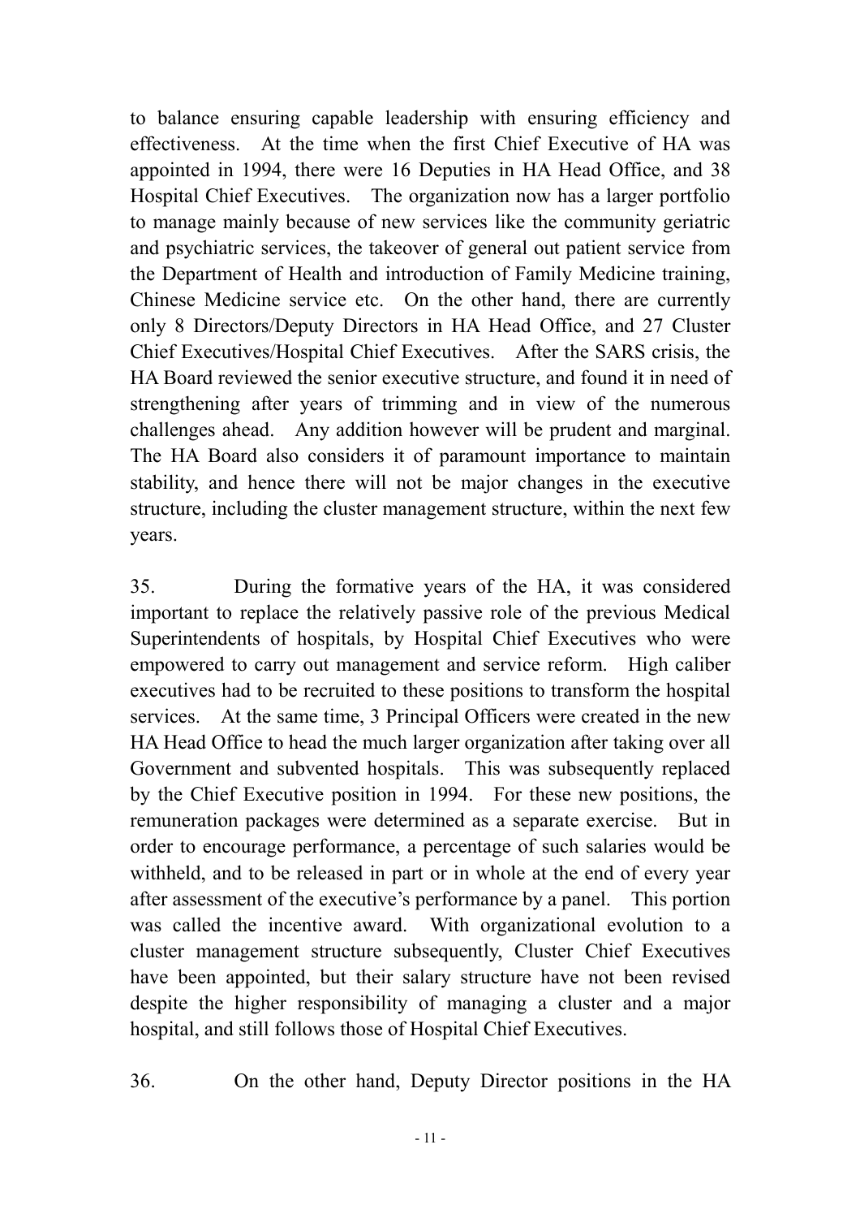to balance ensuring capable leadership with ensuring efficiency and effectiveness. At the time when the first Chief Executive of HA was appointed in 1994, there were 16 Deputies in HA Head Office, and 38 Hospital Chief Executives. The organization now has a larger portfolio to manage mainly because of new services like the community geriatric and psychiatric services, the takeover of general out patient service from the Department of Health and introduction of Family Medicine training, Chinese Medicine service etc. On the other hand, there are currently only 8 Directors/Deputy Directors in HA Head Office, and 27 Cluster Chief Executives/Hospital Chief Executives. After the SARS crisis, the HA Board reviewed the senior executive structure, and found it in need of strengthening after years of trimming and in view of the numerous challenges ahead. Any addition however will be prudent and marginal. The HA Board also considers it of paramount importance to maintain stability, and hence there will not be major changes in the executive structure, including the cluster management structure, within the next few years.

35. During the formative years of the HA, it was considered important to replace the relatively passive role of the previous Medical Superintendents of hospitals, by Hospital Chief Executives who were empowered to carry out management and service reform. High caliber executives had to be recruited to these positions to transform the hospital services. At the same time, 3 Principal Officers were created in the new HA Head Office to head the much larger organization after taking over all Government and subvented hospitals. This was subsequently replaced by the Chief Executive position in 1994. For these new positions, the remuneration packages were determined as a separate exercise. But in order to encourage performance, a percentage of such salaries would be withheld, and to be released in part or in whole at the end of every year after assessment of the executive's performance by a panel. This portion was called the incentive award. With organizational evolution to a cluster management structure subsequently, Cluster Chief Executives have been appointed, but their salary structure have not been revised despite the higher responsibility of managing a cluster and a major hospital, and still follows those of Hospital Chief Executives.

36. On the other hand, Deputy Director positions in the HA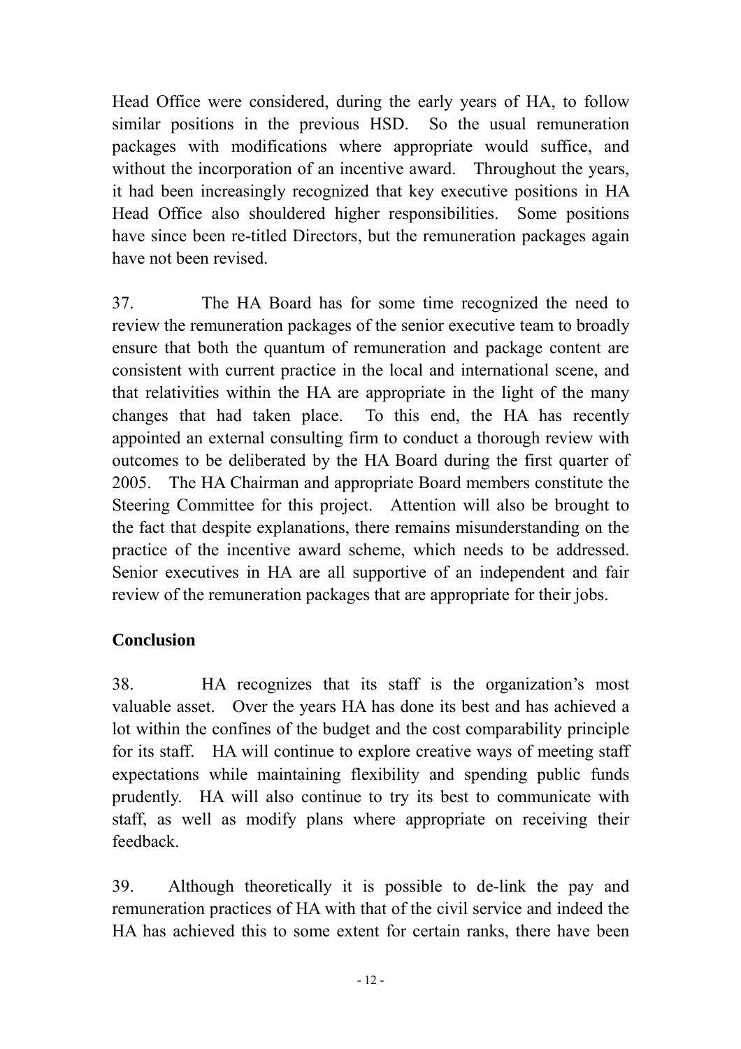Head Office were considered, during the early years of HA, to follow similar positions in the previous HSD. So the usual remuneration packages with modifications where appropriate would suffice, and without the incorporation of an incentive award. Throughout the years, it had been increasingly recognized that key executive positions in HA Head Office also shouldered higher responsibilities. Some positions have since been re-titled Directors, but the remuneration packages again have not been revised.

37. The HA Board has for some time recognized the need to review the remuneration packages of the senior executive team to broadly ensure that both the quantum of remuneration and package content are consistent with current practice in the local and international scene, and that relativities within the HA are appropriate in the light of the many changes that had taken place. To this end, the HA has recently appointed an external consulting firm to conduct a thorough review with outcomes to be deliberated by the HA Board during the first quarter of 2005. The HA Chairman and appropriate Board members constitute the Steering Committee for this project. Attention will also be brought to the fact that despite explanations, there remains misunderstanding on the practice of the incentive award scheme, which needs to be addressed. Senior executives in HA are all supportive of an independent and fair review of the remuneration packages that are appropriate for their jobs.

**Conclusion**

38. HA recognizes that its staff is the organization's most valuable asset. Over the years HA has done its best and has achieved a lot within the confines of the budget and the cost comparability principle for its staff. HA will continue to explore creative ways of meeting staff expectations while maintaining flexibility and spending public funds prudently. HA will also continue to try its best to communicate with staff, as well as modify plans where appropriate on receiving their feedback.

39. Although theoretically it is possible to de-link the pay and remuneration practices of HA with that of the civil service and indeed the HA has achieved this to some extent for certain ranks, there have been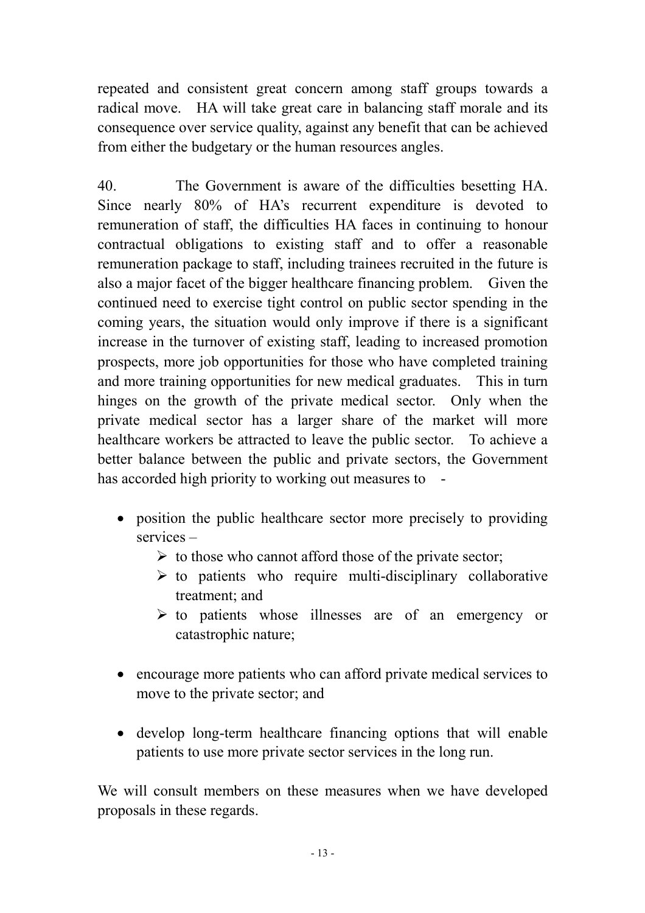repeated and consistent great concern among staff groups towards a radical move. HA will take great care in balancing staff morale and its consequence over service quality, against any benefit that can be achieved from either the budgetary or the human resources angles.

40. The Government is aware of the difficulties besetting HA. Since nearly 80% of HA's recurrent expenditure is devoted to remuneration of staff, the difficulties HA faces in continuing to honour contractual obligations to existing staff and to offer a reasonable remuneration package to staff, including trainees recruited in the future is also a major facet of the bigger healthcare financing problem. Given the continued need to exercise tight control on public sector spending in the coming years, the situation would only improve if there is a significant increase in the turnover of existing staff, leading to increased promotion prospects, more job opportunities for those who have completed training and more training opportunities for new medical graduates. This in turn hinges on the growth of the private medical sector. Only when the private medical sector has a larger share of the market will more healthcare workers be attracted to leave the public sector. To achieve a better balance between the public and private sectors, the Government has accorded high priority to working out measures to -

- position the public healthcare sector more precisely to providing services –
  - to those who cannot afford those of the private sector;
  - to patients who require multi-disciplinary collaborative treatment; and
  - to patients whose illnesses are of an emergency or catastrophic nature;
- encourage more patients who can afford private medical services to move to the private sector; and
- develop long-term healthcare financing options that will enable patients to use more private sector services in the long run.

We will consult members on these measures when we have developed proposals in these regards.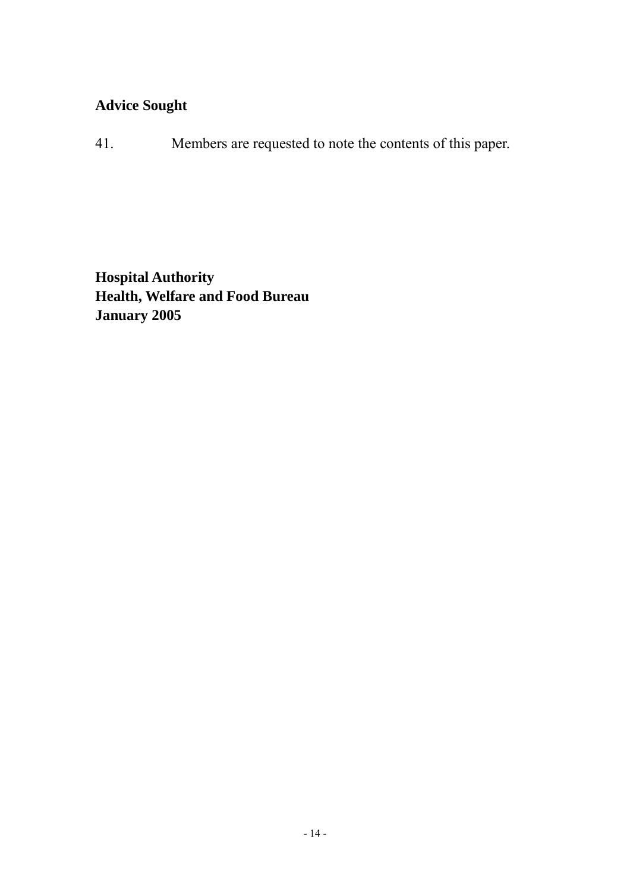**Advice Sought**

41. Members are requested to note the contents of this paper.

**Hospital Authority**
**Health, Welfare and Food Bureau**
**January 2005**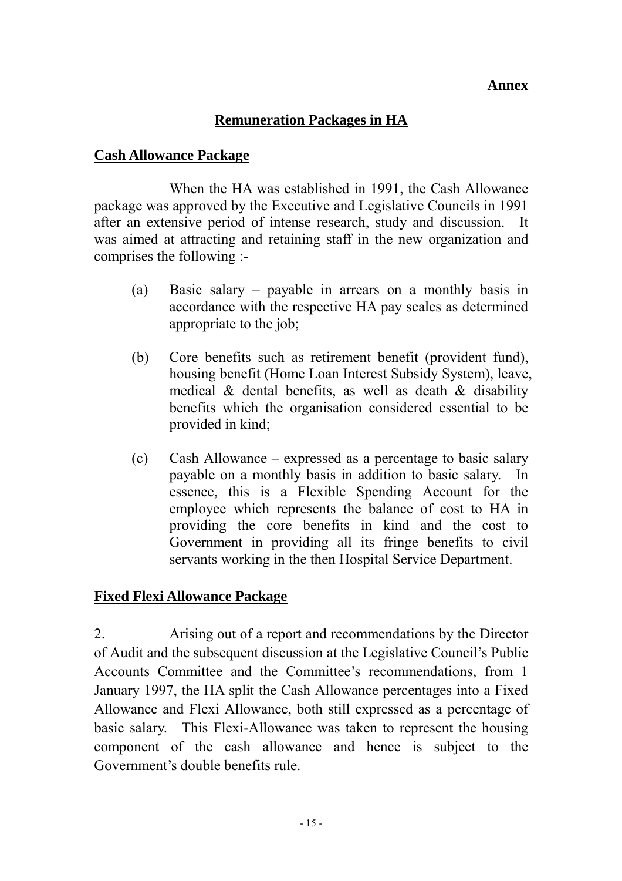**Annex**

## Remuneration Packages in HA

### Cash Allowance Package

When the HA was established in 1991, the Cash Allowance package was approved by the Executive and Legislative Councils in 1991 after an extensive period of intense research, study and discussion. It was aimed at attracting and retaining staff in the new organization and comprises the following :-

(a) Basic salary – payable in arrears on a monthly basis in accordance with the respective HA pay scales as determined appropriate to the job;

(b) Core benefits such as retirement benefit (provident fund), housing benefit (Home Loan Interest Subsidy System), leave, medical & dental benefits, as well as death & disability benefits which the organisation considered essential to be provided in kind;

(c) Cash Allowance – expressed as a percentage to basic salary payable on a monthly basis in addition to basic salary. In essence, this is a Flexible Spending Account for the employee which represents the balance of cost to HA in providing the core benefits in kind and the cost to Government in providing all its fringe benefits to civil servants working in the then Hospital Service Department.

### Fixed Flexi Allowance Package

2. Arising out of a report and recommendations by the Director of Audit and the subsequent discussion at the Legislative Council's Public Accounts Committee and the Committee's recommendations, from 1 January 1997, the HA split the Cash Allowance percentages into a Fixed Allowance and Flexi Allowance, both still expressed as a percentage of basic salary. This Flexi-Allowance was taken to represent the housing component of the cash allowance and hence is subject to the Government's double benefits rule.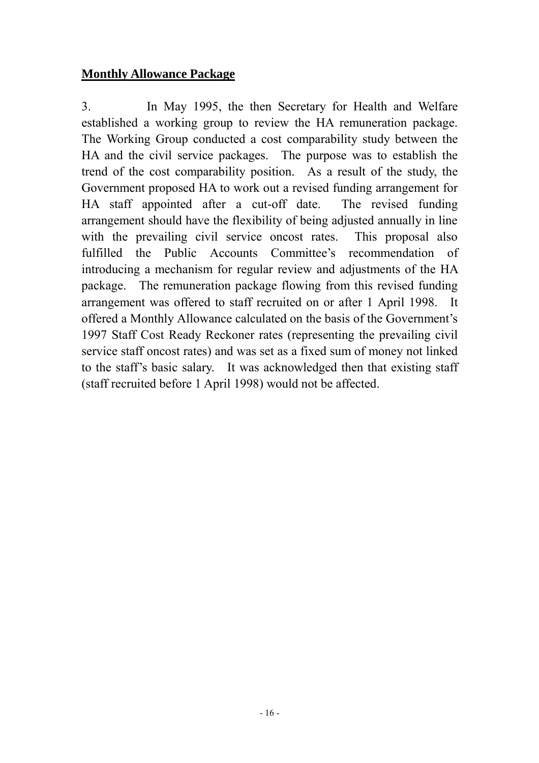**Monthly Allowance Package**

3. In May 1995, the then Secretary for Health and Welfare established a working group to review the HA remuneration package. The Working Group conducted a cost comparability study between the HA and the civil service packages. The purpose was to establish the trend of the cost comparability position. As a result of the study, the Government proposed HA to work out a revised funding arrangement for HA staff appointed after a cut-off date. The revised funding arrangement should have the flexibility of being adjusted annually in line with the prevailing civil service oncost rates. This proposal also fulfilled the Public Accounts Committee's recommendation of introducing a mechanism for regular review and adjustments of the HA package. The remuneration package flowing from this revised funding arrangement was offered to staff recruited on or after 1 April 1998. It offered a Monthly Allowance calculated on the basis of the Government's 1997 Staff Cost Ready Reckoner rates (representing the prevailing civil service staff oncost rates) and was set as a fixed sum of money not linked to the staff's basic salary. It was acknowledged then that existing staff (staff recruited before 1 April 1998) would not be affected.